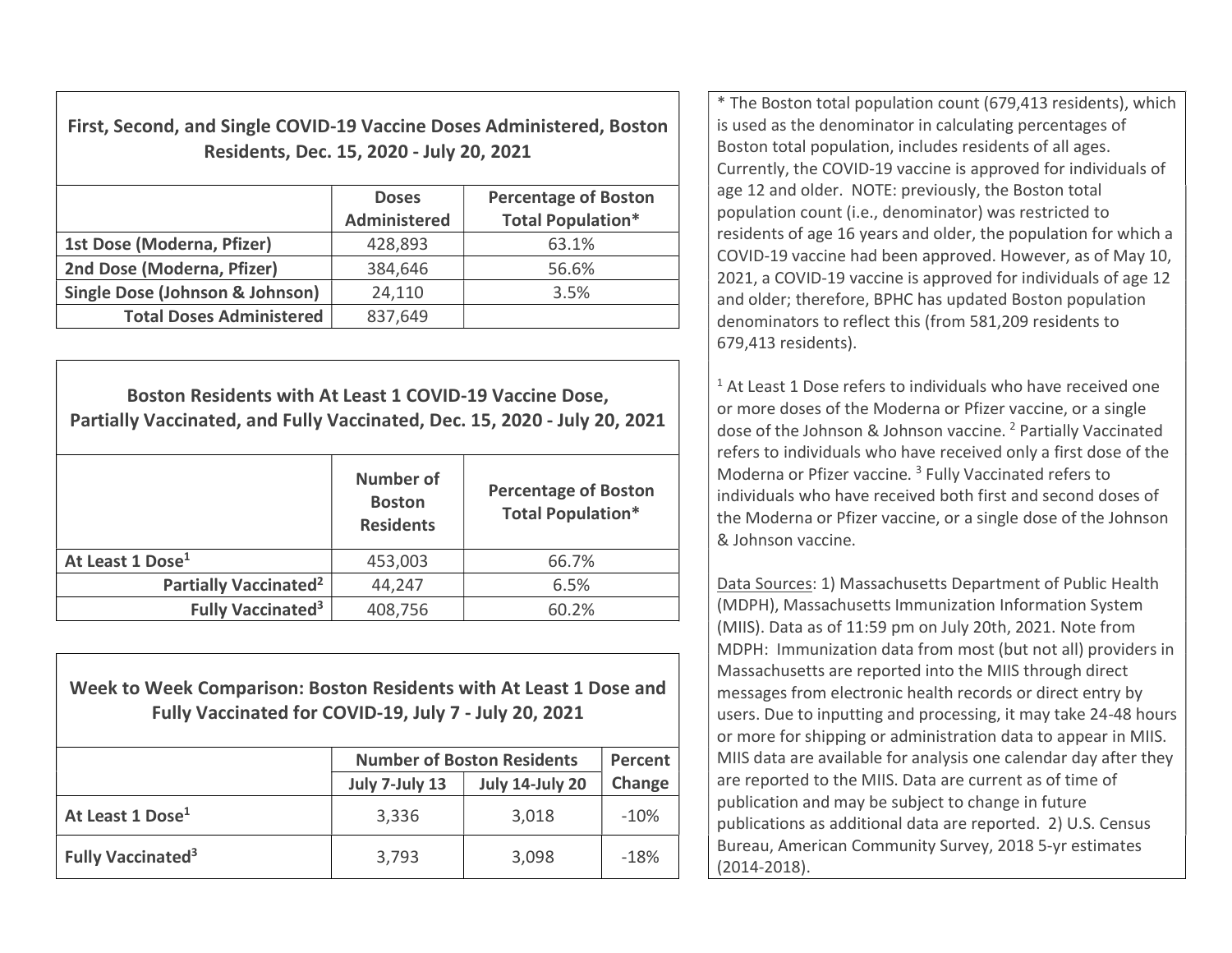### First, Second, and Single COVID-19 Vaccine Doses Administered, Boston Residents, Dec. 15, 2020 - July 20, 2021

| | Doses Administered | Percentage of Boston Total Population* |
|---|---|---|
| 1st Dose (Moderna, Pfizer) | 428,893 | 63.1% |
| 2nd Dose (Moderna, Pfizer) | 384,646 | 56.6% |
| Single Dose (Johnson & Johnson) | 24,110 | 3.5% |
| Total Doses Administered | 837,649 | |

### Boston Residents with At Least 1 COVID-19 Vaccine Dose, Partially Vaccinated, and Fully Vaccinated, Dec. 15, 2020 - July 20, 2021

| | Number of Boston Residents | Percentage of Boston Total Population* |
|---|---|---|
| At Least 1 Dose[1] | 453,003 | 66.7% |
| Partially Vaccinated[2] | 44,247 | 6.5% |
| Fully Vaccinated[3] | 408,756 | 60.2% |

### Week to Week Comparison: Boston Residents with At Least 1 Dose and Fully Vaccinated for COVID-19, July 7 - July 20, 2021

| | Number of Boston Residents | | Percent Change |
|---|---|---|---|
| | July 7-July 13 | July 14-July 20 | |
| At Least 1 Dose[1] | 3,336 | 3,018 | -10% |
| Fully Vaccinated[3] | 3,793 | 3,098 | -18% |

* The Boston total population count (679,413 residents), which is used as the denominator in calculating percentages of Boston total population, includes residents of all ages. Currently, the COVID-19 vaccine is approved for individuals of age 12 and older. NOTE: previously, the Boston total population count (i.e., denominator) was restricted to residents of age 16 years and older, the population for which a COVID-19 vaccine had been approved. However, as of May 10, 2021, a COVID-19 vaccine is approved for individuals of age 12 and older; therefore, BPHC has updated Boston population denominators to reflect this (from 581,209 residents to 679,413 residents).

[1] At Least 1 Dose refers to individuals who have received one or more doses of the Moderna or Pfizer vaccine, or a single dose of the Johnson & Johnson vaccine. [2] Partially Vaccinated refers to individuals who have received only a first dose of the Moderna or Pfizer vaccine. [3] Fully Vaccinated refers to individuals who have received both first and second doses of the Moderna or Pfizer vaccine, or a single dose of the Johnson & Johnson vaccine.

Data Sources: 1) Massachusetts Department of Public Health (MDPH), Massachusetts Immunization Information System (MIIS). Data as of 11:59 pm on July 20th, 2021. Note from MDPH: Immunization data from most (but not all) providers in Massachusetts are reported into the MIIS through direct messages from electronic health records or direct entry by users. Due to inputting and processing, it may take 24-48 hours or more for shipping or administration data to appear in MIIS. MIIS data are available for analysis one calendar day after they are reported to the MIIS. Data are current as of time of publication and may be subject to change in future publications as additional data are reported. 2) U.S. Census Bureau, American Community Survey, 2018 5-yr estimates (2014-2018).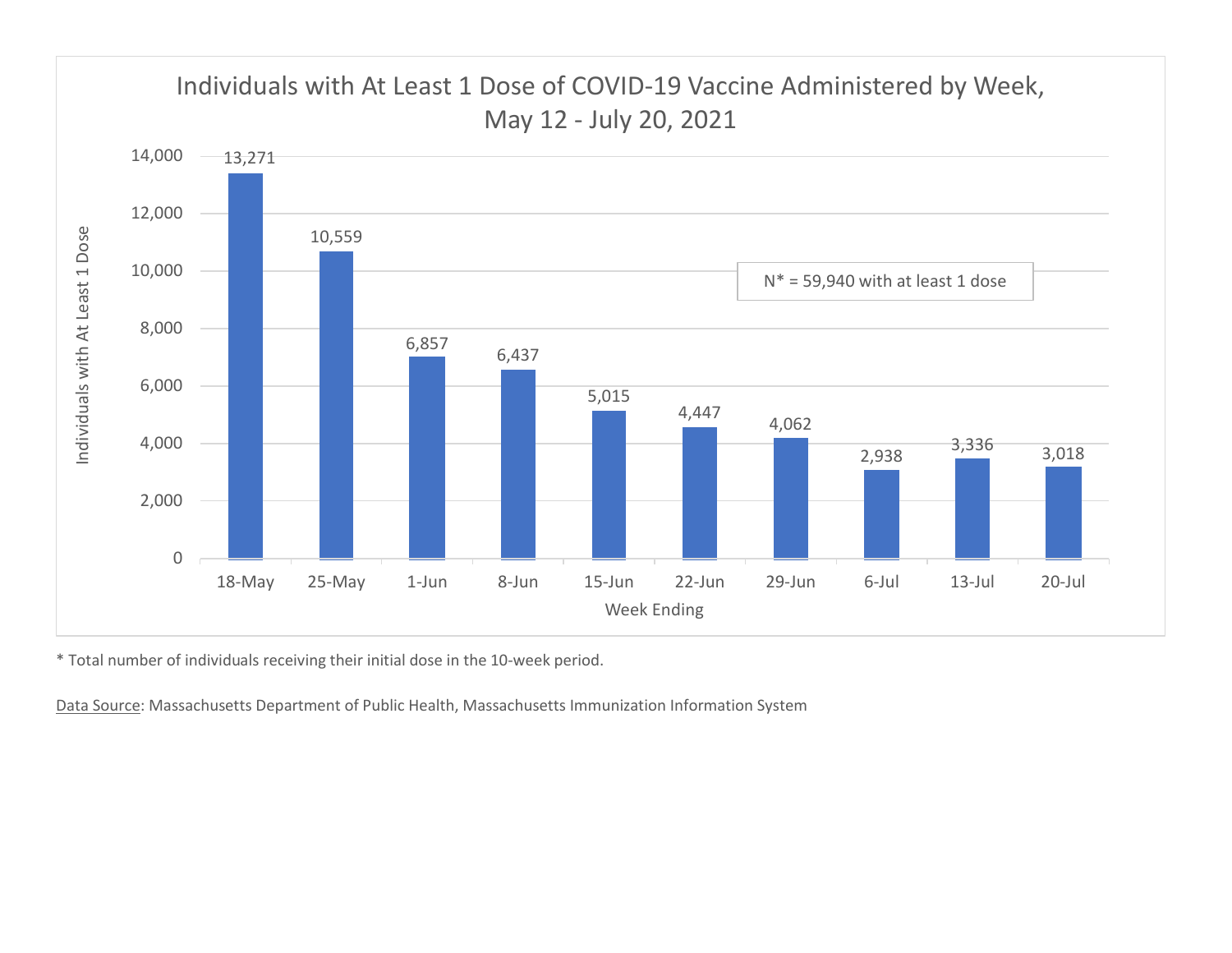Individuals with At Least 1 Dose of COVID-19 Vaccine Administered by Week, May 12 - July 20, 2021

14,000
12,000
10,000
8,000
6,000
4,000
2,000
0

Individuals with At Least 1 Dose

13,271
10,559
6,857
6,437
5,015
4,447
4,062
2,938
3,336
3,018

N* = 59,940 with at least 1 dose

18-May
25-May
1-Jun
8-Jun
15-Jun
22-Jun
29-Jun
6-Jul
13-Jul
20-Jul

Week Ending

* Total number of individuals receiving their initial dose in the 10-week period.

Data Source: Massachusetts Department of Public Health, Massachusetts Immunization Information System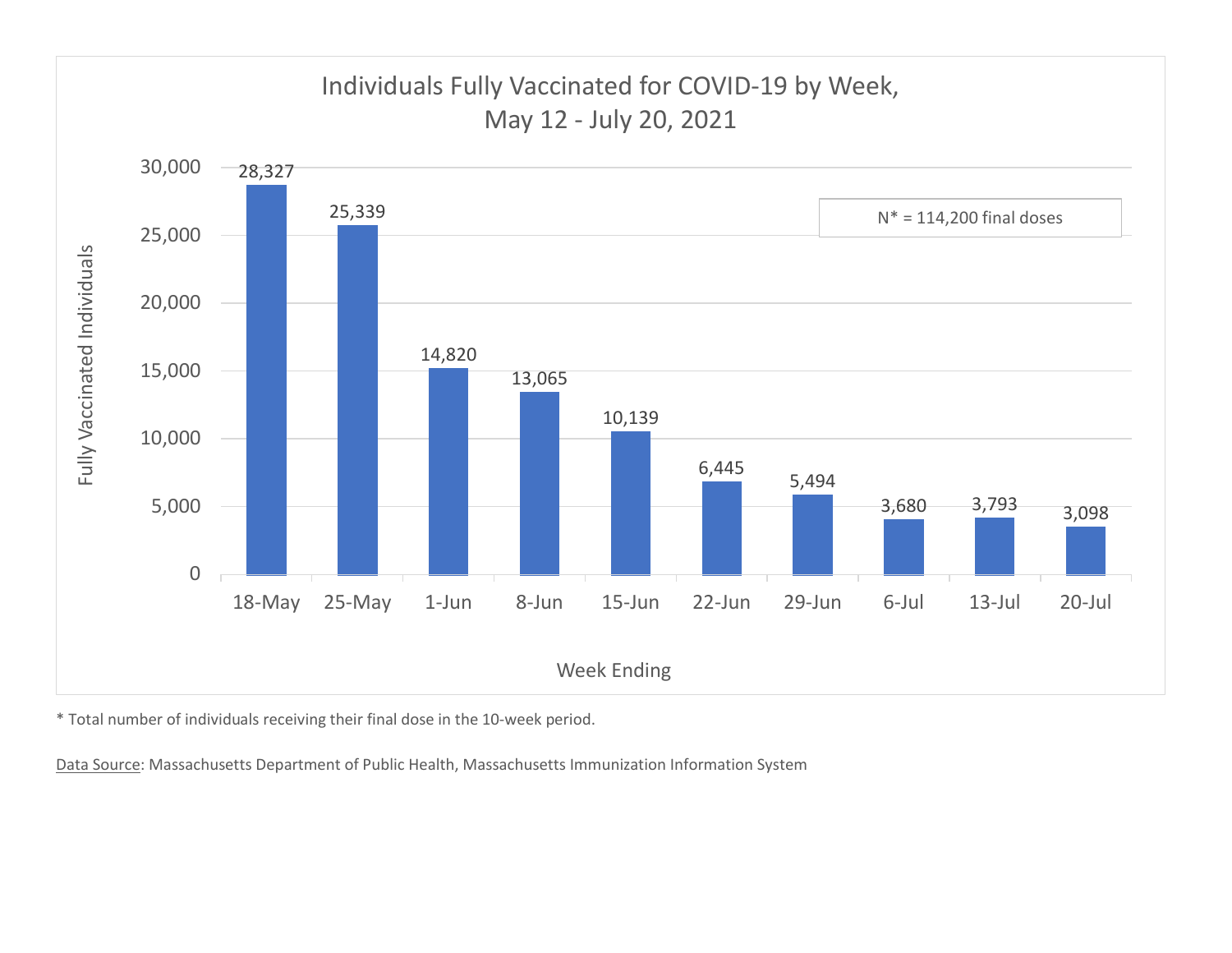Individuals Fully Vaccinated for COVID-19 by Week,
May 12 - July 20, 2021

Fully Vaccinated Individuals

30,000
25,000
20,000
15,000
10,000
5,000
0

28,327
25,339
14,820
13,065
10,139
6,445
5,494
3,680
3,793
3,098

18-May
25-May
1-Jun
8-Jun
15-Jun
22-Jun
29-Jun
6-Jul
13-Jul
20-Jul

Week Ending

N* = 114,200 final doses

* Total number of individuals receiving their final dose in the 10-week period.

Data Source: Massachusetts Department of Public Health, Massachusetts Immunization Information System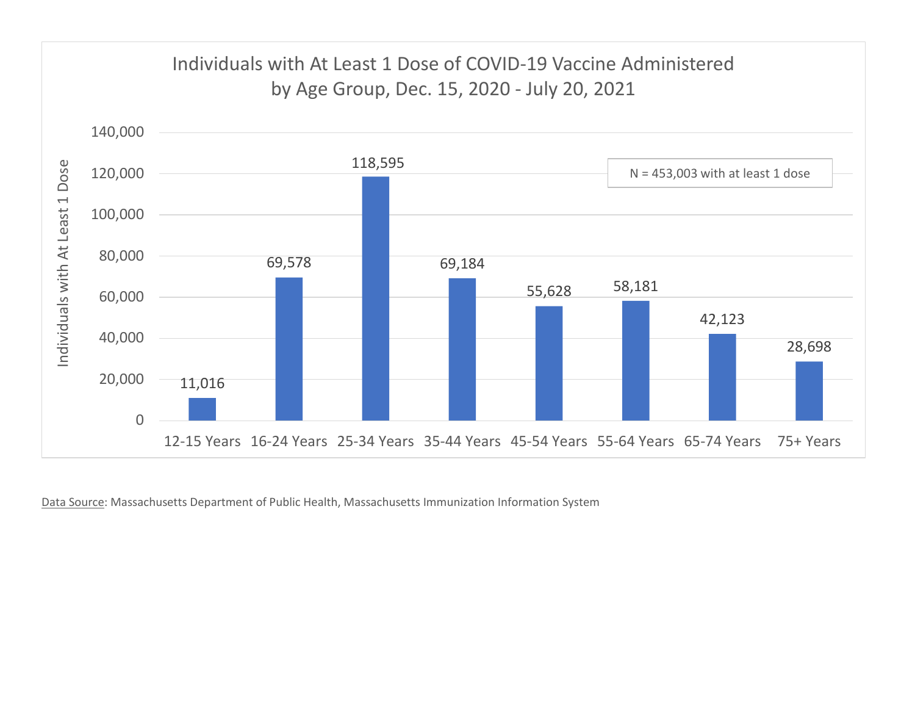Individuals with At Least 1 Dose of COVID-19 Vaccine Administered by Age Group, Dec. 15, 2020 - July 20, 2021

N = 453,003 with at least 1 dose

Individuals with At Least 1 Dose

140,000
120,000
100,000
80,000
60,000
40,000
20,000
0

12-15 Years: 11,016
16-24 Years: 69,578
25-34 Years: 118,595
35-44 Years: 69,184
45-54 Years: 55,628
55-64 Years: 58,181
65-74 Years: 42,123
75+ Years: 28,698

Data Source: Massachusetts Department of Public Health, Massachusetts Immunization Information System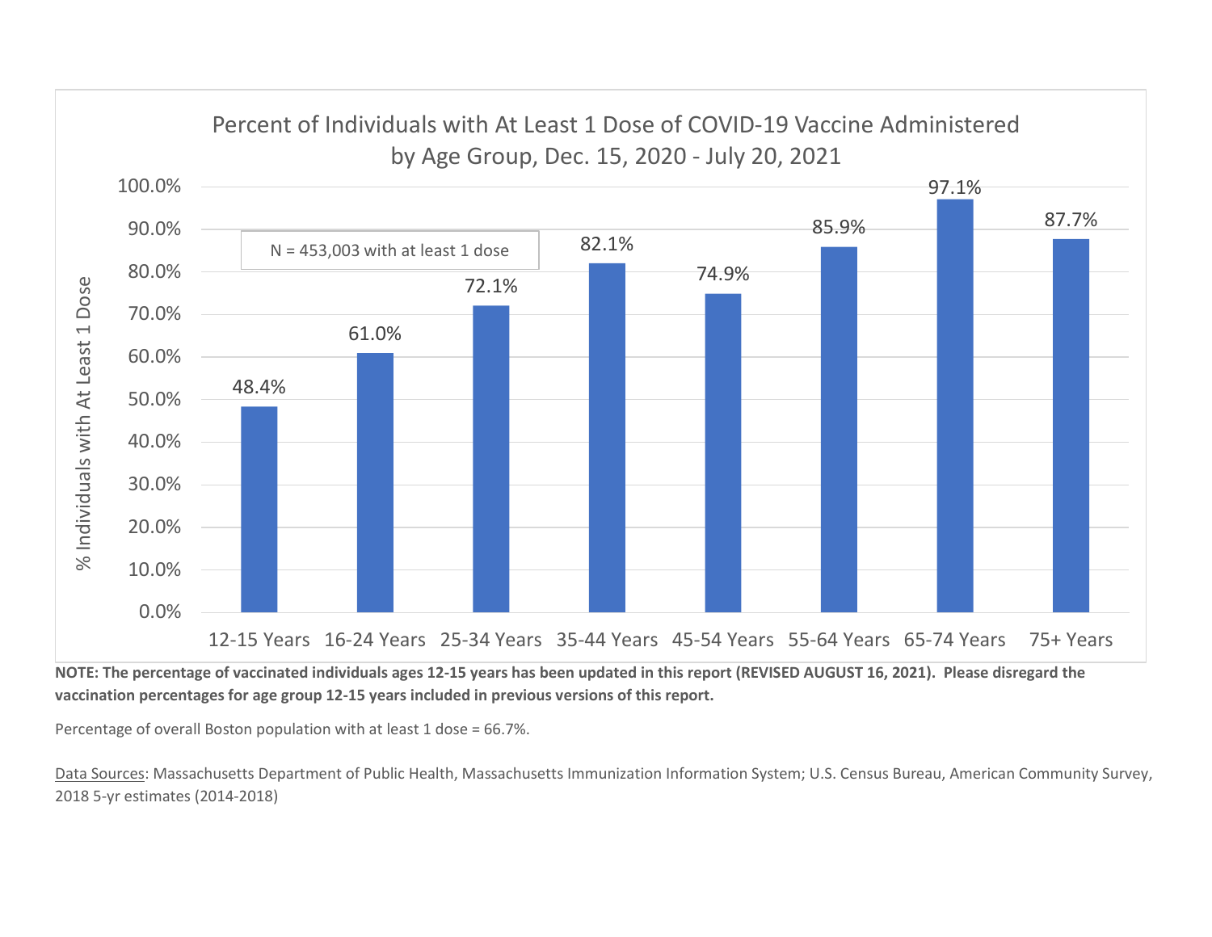Percent of Individuals with At Least 1 Dose of COVID-19 Vaccine Administered by Age Group, Dec. 15, 2020 - July 20, 2021

N = 453,003 with at least 1 dose

% Individuals with At Least 1 Dose

100.0%
90.0%
80.0%
70.0%
60.0%
50.0%
40.0%
30.0%
20.0%
10.0%
0.0%

12-15 Years: 48.4%
16-24 Years: 61.0%
25-34 Years: 72.1%
35-44 Years: 82.1%
45-54 Years: 74.9%
55-64 Years: 85.9%
65-74 Years: 97.1%
75+ Years: 87.7%

**NOTE: The percentage of vaccinated individuals ages 12-15 years has been updated in this report (REVISED AUGUST 16, 2021). Please disregard the vaccination percentages for age group 12-15 years included in previous versions of this report.**

Percentage of overall Boston population with at least 1 dose = 66.7%.

Data Sources: Massachusetts Department of Public Health, Massachusetts Immunization Information System; U.S. Census Bureau, American Community Survey, 2018 5-yr estimates (2014-2018)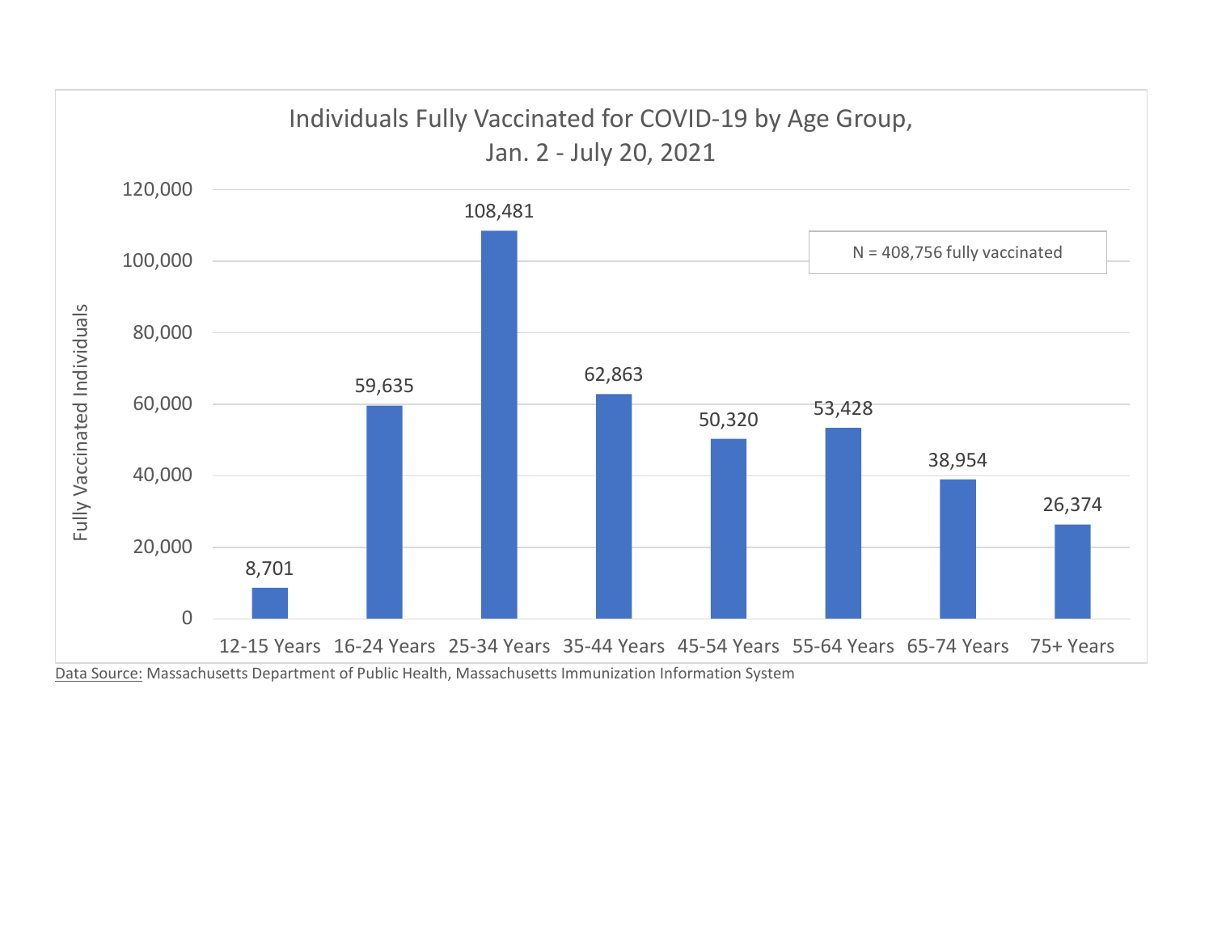Individuals Fully Vaccinated for COVID-19 by Age Group,
Jan. 2 - July 20, 2021

N = 408,756 fully vaccinated

Fully Vaccinated Individuals

120,000
100,000
80,000
60,000
40,000
20,000
0

8,701
59,635
108,481
62,863
50,320
53,428
38,954
26,374

12-15 Years
16-24 Years
25-34 Years
35-44 Years
45-54 Years
55-64 Years
65-74 Years
75+ Years

Data Source: Massachusetts Department of Public Health, Massachusetts Immunization Information System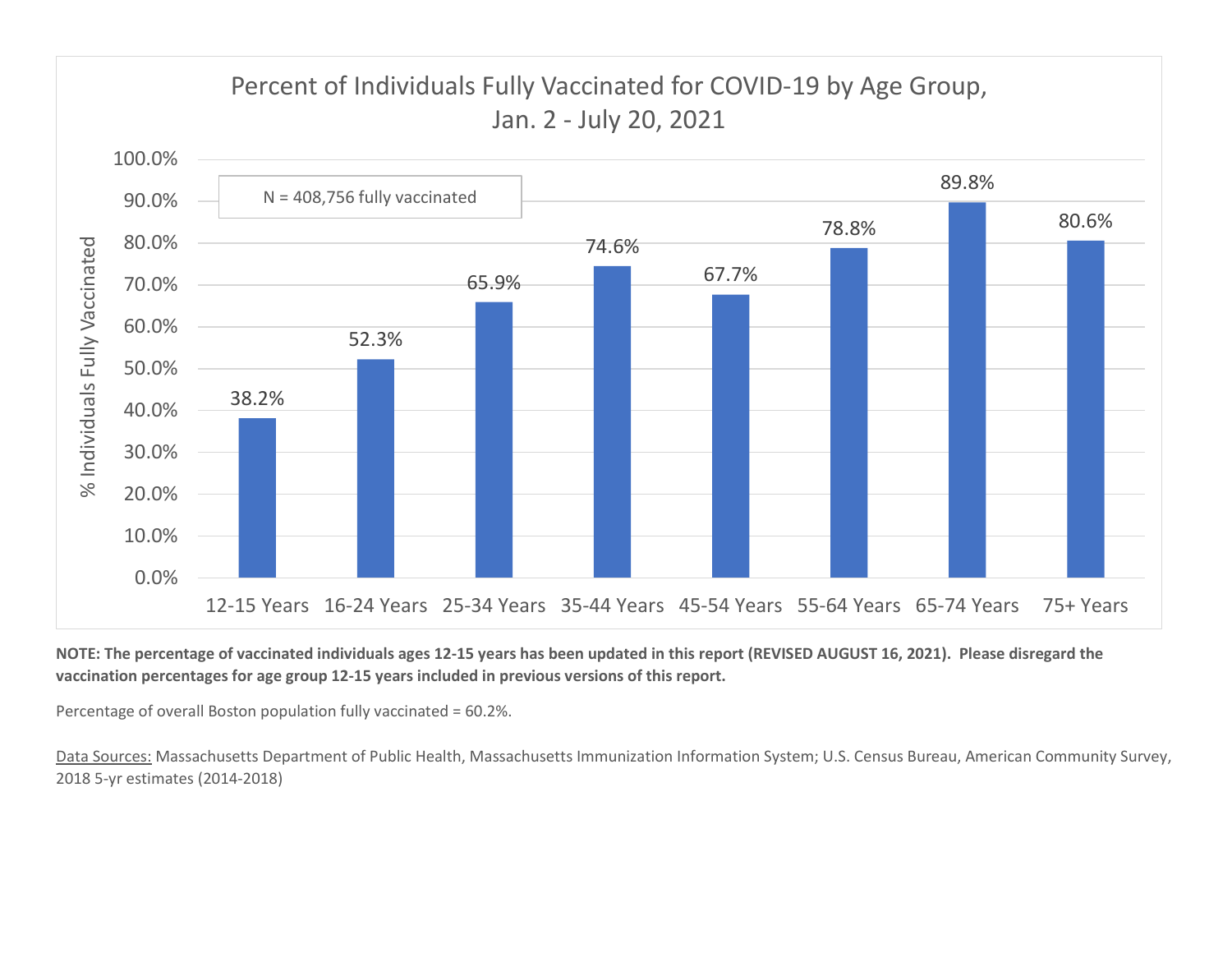Percent of Individuals Fully Vaccinated for COVID-19 by Age Group, Jan. 2 - July 20, 2021

N = 408,756 fully vaccinated

% Individuals Fully Vaccinated

100.0%
90.0%
80.0%
70.0%
60.0%
50.0%
40.0%
30.0%
20.0%
10.0%
0.0%

38.2%
52.3%
65.9%
74.6%
67.7%
78.8%
89.8%
80.6%

12-15 Years
16-24 Years
25-34 Years
35-44 Years
45-54 Years
55-64 Years
65-74 Years
75+ Years

**NOTE: The percentage of vaccinated individuals ages 12-15 years has been updated in this report (REVISED AUGUST 16, 2021). Please disregard the vaccination percentages for age group 12-15 years included in previous versions of this report.**

Percentage of overall Boston population fully vaccinated = 60.2%.

Data Sources: Massachusetts Department of Public Health, Massachusetts Immunization Information System; U.S. Census Bureau, American Community Survey, 2018 5-yr estimates (2014-2018)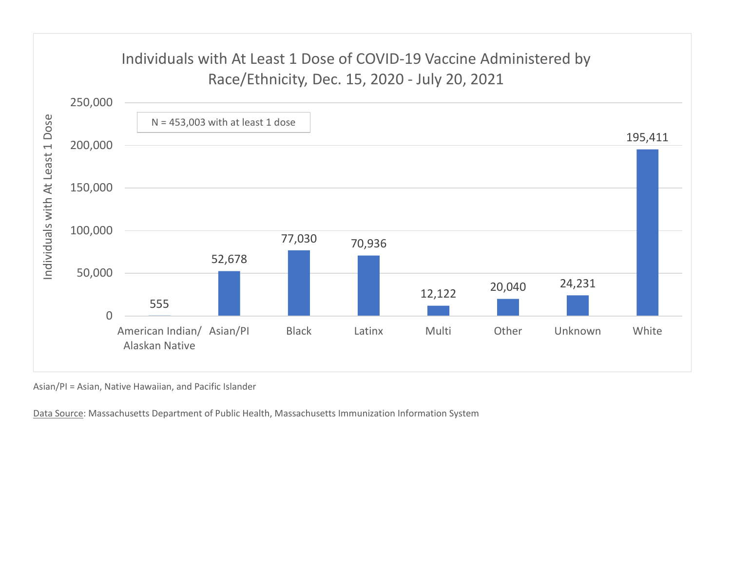Individuals with At Least 1 Dose of COVID-19 Vaccine Administered by Race/Ethnicity, Dec. 15, 2020 - July 20, 2021

N = 453,003 with at least 1 dose

Individuals with At Least 1 Dose

250,000
200,000
150,000
100,000
50,000
0

555
52,678
77,030
70,936
12,122
20,040
24,231
195,411

American Indian/ Alaskan Native
Asian/PI
Black
Latinx
Multi
Other
Unknown
White

Asian/PI = Asian, Native Hawaiian, and Pacific Islander

Data Source: Massachusetts Department of Public Health, Massachusetts Immunization Information System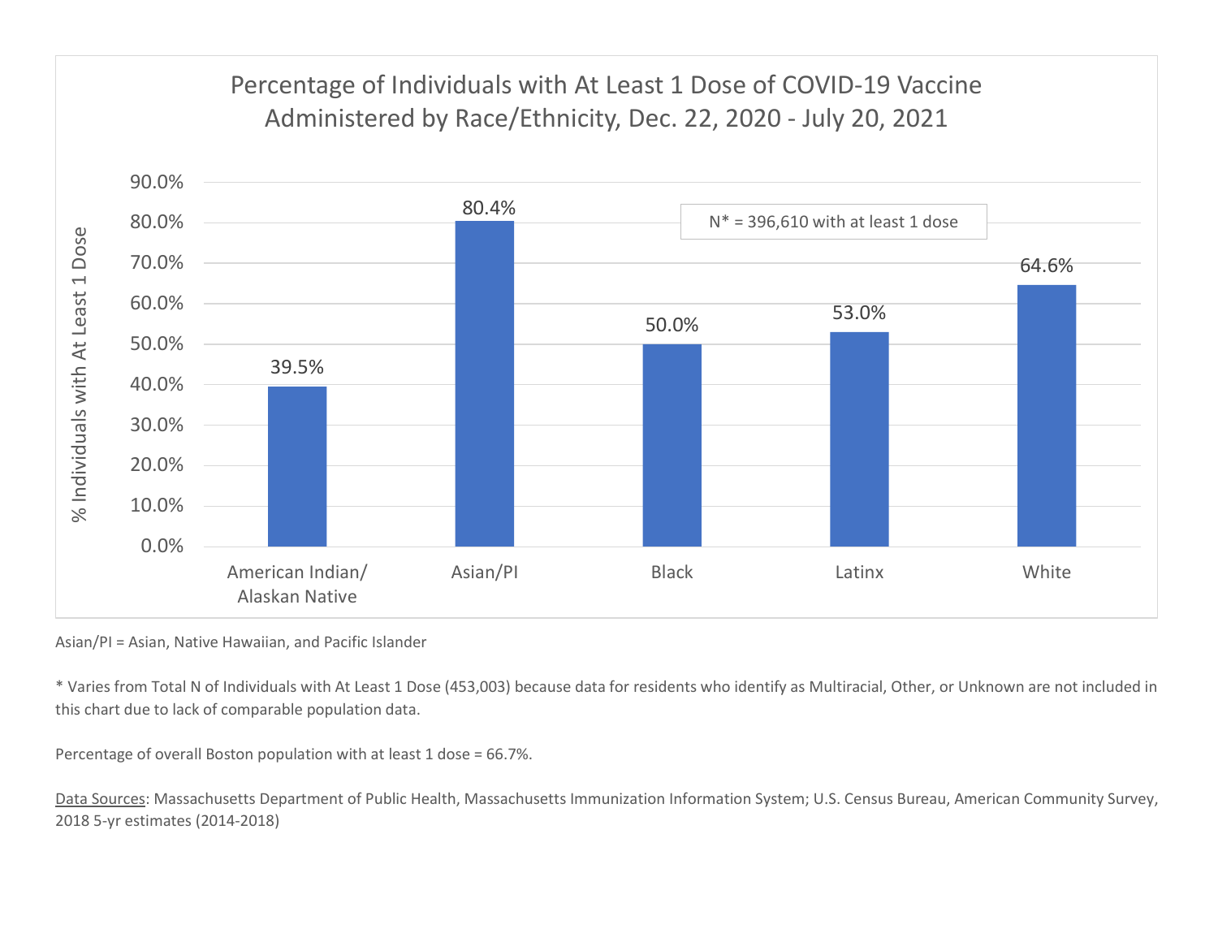Percentage of Individuals with At Least 1 Dose of COVID-19 Vaccine Administered by Race/Ethnicity, Dec. 22, 2020 - July 20, 2021

N* = 396,610 with at least 1 dose

% Individuals with At Least 1 Dose

90.0%
80.0%
70.0%
60.0%
50.0%
40.0%
30.0%
20.0%
10.0%
0.0%

American Indian/ Alaskan Native 39.5%
Asian/PI 80.4%
Black 50.0%
Latinx 53.0%
White 64.6%

Asian/PI = Asian, Native Hawaiian, and Pacific Islander

* Varies from Total N of Individuals with At Least 1 Dose (453,003) because data for residents who identify as Multiracial, Other, or Unknown are not included in this chart due to lack of comparable population data.

Percentage of overall Boston population with at least 1 dose = 66.7%.

Data Sources: Massachusetts Department of Public Health, Massachusetts Immunization Information System; U.S. Census Bureau, American Community Survey, 2018 5-yr estimates (2014-2018)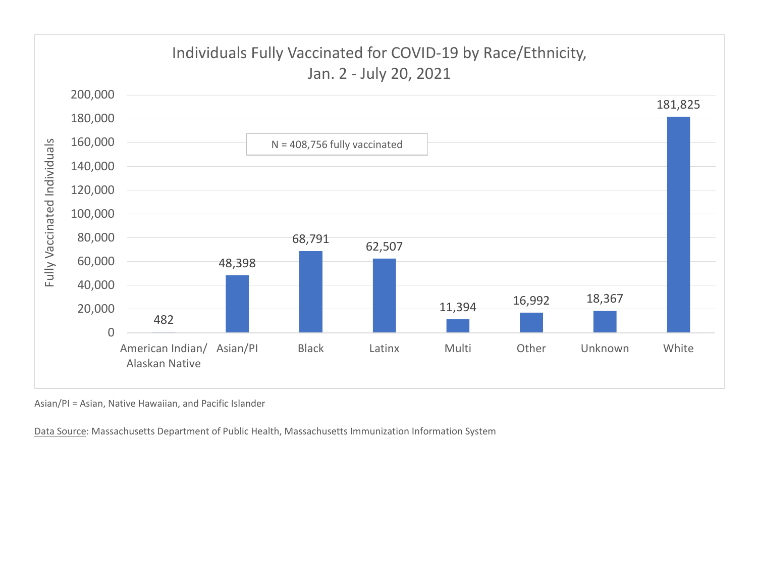Individuals Fully Vaccinated for COVID-19 by Race/Ethnicity, Jan. 2 - July 20, 2021

N = 408,756 fully vaccinated

Fully Vaccinated Individuals

200,000
180,000
160,000
140,000
120,000
100,000
80,000
60,000
40,000
20,000
0

482
48,398
68,791
62,507
11,394
16,992
18,367
181,825

American Indian/ Alaskan Native
Asian/PI
Black
Latinx
Multi
Other
Unknown
White

Asian/PI = Asian, Native Hawaiian, and Pacific Islander

Data Source: Massachusetts Department of Public Health, Massachusetts Immunization Information System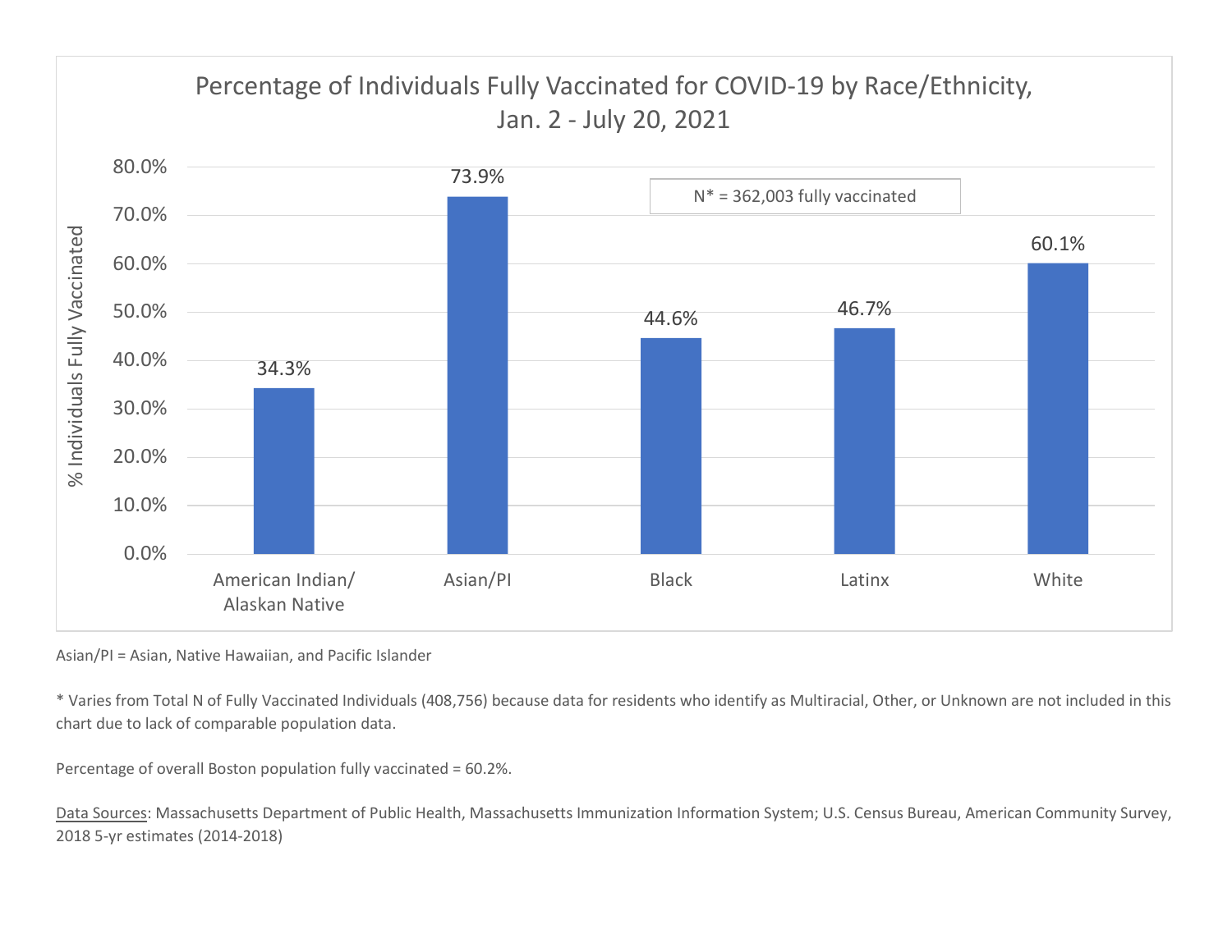Percentage of Individuals Fully Vaccinated for COVID-19 by Race/Ethnicity, Jan. 2 - July 20, 2021

N* = 362,002 fully vaccinated

% Individuals Fully Vaccinated

80.0%
70.0%
60.0%
50.0%
40.0%
30.0%
20.0%
10.0%
0.0%

34.3%
73.9%
44.6%
46.7%
60.1%

American Indian/ Alaskan Native
Asian/PI
Black
Latinx
White

Asian/PI = Asian, Native Hawaiian, and Pacific Islander

* Varies from Total N of Fully Vaccinated Individuals (408,756) because data for residents who identify as Multiracial, Other, or Unknown are not included in this chart due to lack of comparable population data.

Percentage of overall Boston population fully vaccinated = 60.2%.

Data Sources: Massachusetts Department of Public Health, Massachusetts Immunization Information System; U.S. Census Bureau, American Community Survey, 2018 5-yr estimates (2014-2018)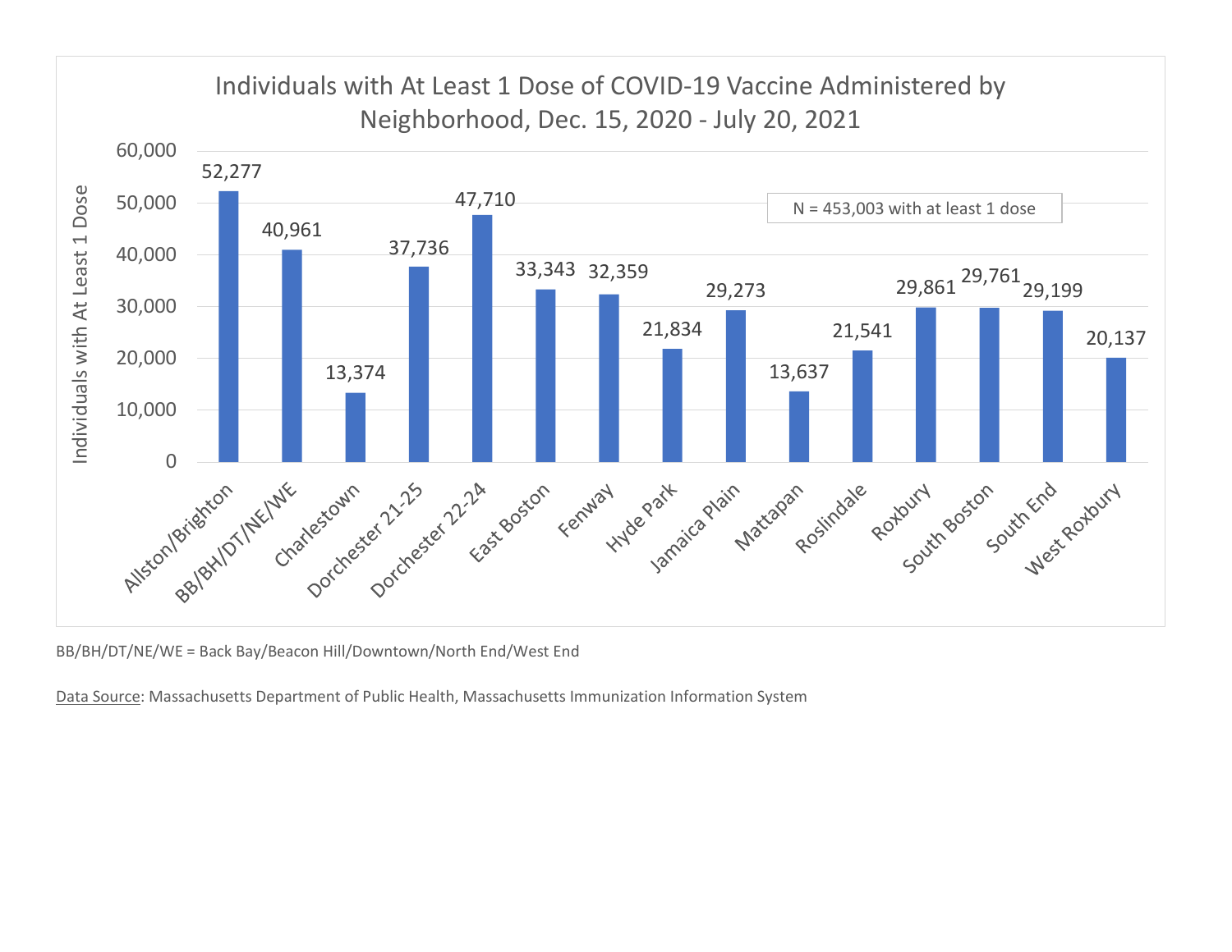Individuals with At Least 1 Dose of COVID-19 Vaccine Administered by Neighborhood, Dec. 15, 2020 - July 20, 2021

N = 453,003 with at least 1 dose

Individuals with At Least 1 Dose

60,000
50,000
40,000
30,000
20,000
10,000
0

Allston/Brighton 52,277
BB/BH/DT/NE/WE 40,961
Charlestown 13,374
Dorchester 21-25 37,736
Dorchester 22-24 47,710
East Boston 33,343
Fenway 32,359
Hyde Park 21,834
Jamaica Plain 29,273
Mattapan 13,637
Roslindale 21,541
Roxbury 29,861
South Boston 29,761
South End 29,199
West Roxbury 20,137

BB/BH/DT/NE/WE = Back Bay/Beacon Hill/Downtown/North End/West End

Data Source: Massachusetts Department of Public Health, Massachusetts Immunization Information System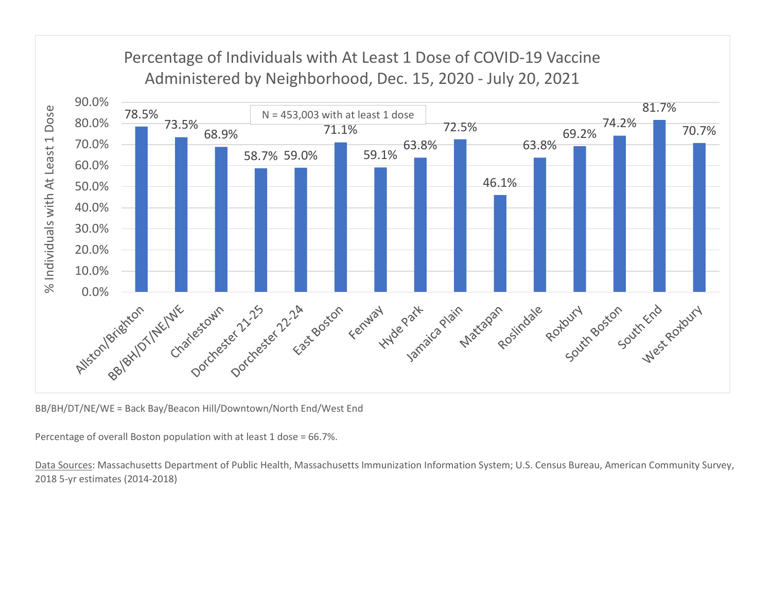Percentage of Individuals with At Least 1 Dose of COVID-19 Vaccine Administered by Neighborhood, Dec. 15, 2020 - July 20, 2021

N = 453,003 with at least 1 dose

% Individuals with At Least 1 Dose

90.0%
80.0%
70.0%
60.0%
50.0%
40.0%
30.0%
20.0%
10.0%
0.0%

Allston/Brighton 78.5%
BB/BH/DT/NE/WE 73.5%
Charlestown 68.9%
Dorchester 21-25 58.7%
Dorchester 22-24 59.0%
East Boston 71.1%
Fenway 59.1%
Hyde Park 63.8%
Jamaica Plain 72.5%
Mattapan 46.1%
Roslindale 63.8%
Roxbury 69.2%
South Boston 74.2%
South End 81.7%
West Roxbury 70.7%

BB/BH/DT/NE/WE = Back Bay/Beacon Hill/Downtown/North End/West End

Percentage of overall Boston population with at least 1 dose = 66.7%.

Data Sources: Massachusetts Department of Public Health, Massachusetts Immunization Information System; U.S. Census Bureau, American Community Survey, 2018 5-yr estimates (2014-2018)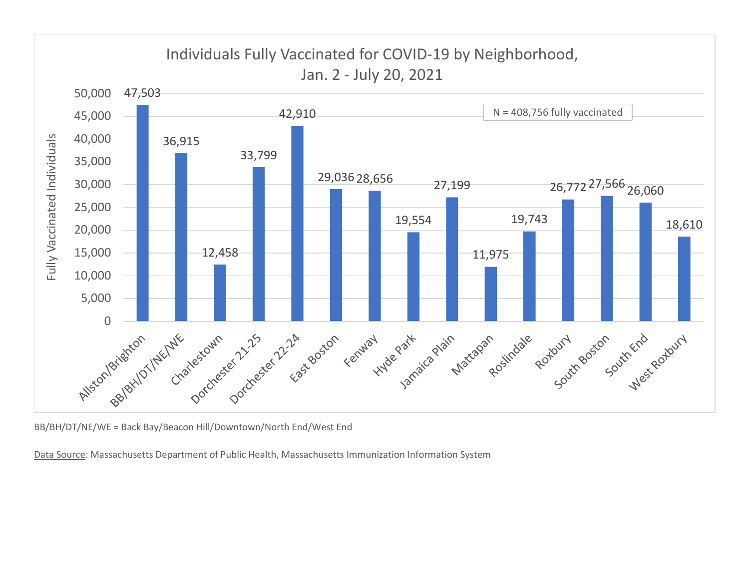Individuals Fully Vaccinated for COVID-19 by Neighborhood, Jan. 2 - July 20, 2021

N = 408,756 fully vaccinated

Fully Vaccinated Individuals

50,000
45,000
40,000
35,000
30,000
25,000
20,000
15,000
10,000
5,000
0

47,503
36,915
12,458
33,799
42,910
29,036
28,656
19,554
27,199
11,975
19,743
26,772
27,566
26,060
18,610

Allston/Brighton
BB/BH/DT/NE/WE
Charlestown
Dorchester 21-25
Dorchester 22-24
East Boston
Fenway
Hyde Park
Jamaica Plain
Mattapan
Roslindale
Roxbury
South Boston
South End
West Roxbury

BB/BH/DT/NE/WE = Back Bay/Beacon Hill/Downtown/North End/West End

Data Source: Massachusetts Department of Public Health, Massachusetts Immunization Information System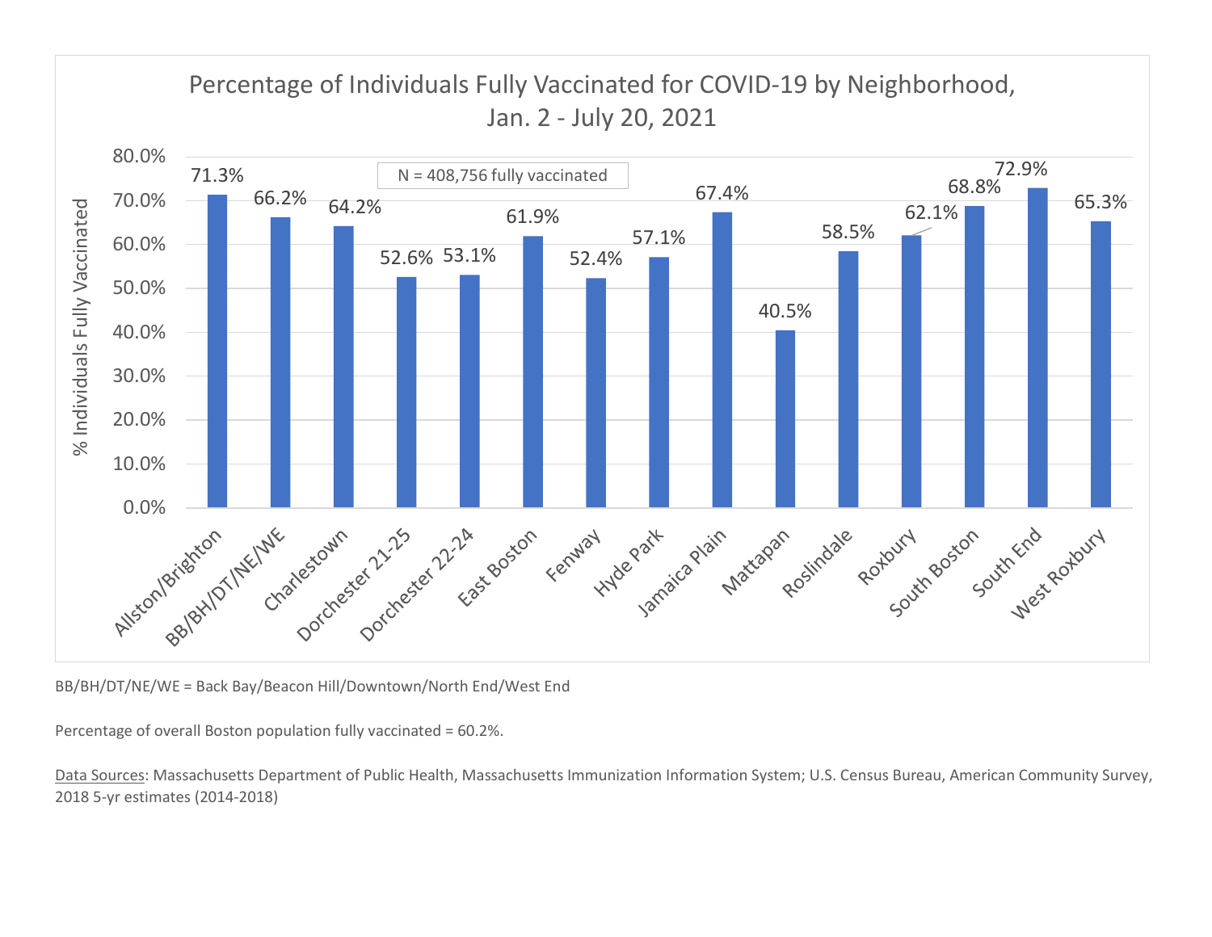Percentage of Individuals Fully Vaccinated for COVID-19 by Neighborhood, Jan. 2 - July 20, 2021

N = 408,756 fully vaccinated

% Individuals Fully Vaccinated

80.0%
70.0%
60.0%
50.0%
40.0%
30.0%
20.0%
10.0%
0.0%

Allston/Brighton 71.3%
BB/BH/DT/NE/WE 66.2%
Charlestown 64.2%
Dorchester 21-25 52.6%
Dorchester 22-24 53.1%
East Boston 61.9%
Fenway 52.4%
Hyde Park 57.1%
Jamaica Plain 67.4%
Mattapan 40.5%
Roslindale 58.5%
Roxbury 62.1%
South Boston 68.8%
South End 72.9%
West Roxbury 65.3%

BB/BH/DT/NE/WE = Back Bay/Beacon Hill/Downtown/North End/West End

Percentage of overall Boston population fully vaccinated = 60.2%.

Data Sources: Massachusetts Department of Public Health, Massachusetts Immunization Information System; U.S. Census Bureau, American Community Survey, 2018 5-yr estimates (2014-2018)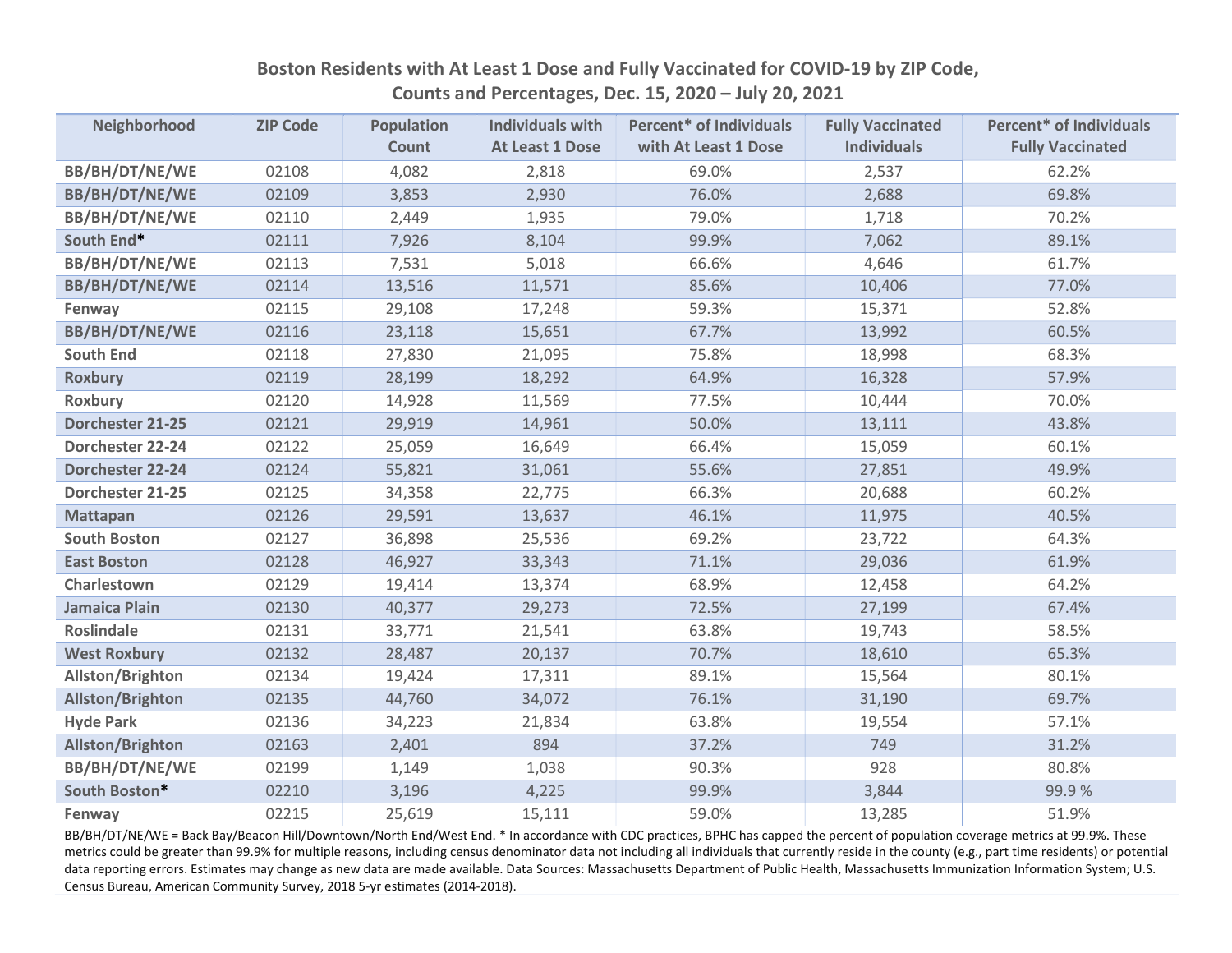## Boston Residents with At Least 1 Dose and Fully Vaccinated for COVID-19 by ZIP Code, Counts and Percentages, Dec. 15, 2020 – July 20, 2021

| Neighborhood | ZIP Code | Population Count | Individuals with At Least 1 Dose | Percent* of Individuals with At Least 1 Dose | Fully Vaccinated Individuals | Percent* of Individuals Fully Vaccinated |
|---|---|---|---|---|---|---|
| **BB/BH/DT/NE/WE** | 02108 | 4,082 | 2,818 | 69.0% | 2,537 | 62.2% |
| **BB/BH/DT/NE/WE** | 02109 | 3,853 | 2,930 | 76.0% | 2,688 | 69.8% |
| **BB/BH/DT/NE/WE** | 02110 | 2,449 | 1,935 | 79.0% | 1,718 | 70.2% |
| **South End*** | 02111 | 7,926 | 8,104 | 99.9% | 7,062 | 89.1% |
| **BB/BH/DT/NE/WE** | 02113 | 7,531 | 5,018 | 66.6% | 4,646 | 61.7% |
| **BB/BH/DT/NE/WE** | 02114 | 13,516 | 11,571 | 85.6% | 10,406 | 77.0% |
| **Fenway** | 02115 | 29,108 | 17,248 | 59.3% | 15,371 | 52.8% |
| **BB/BH/DT/NE/WE** | 02116 | 23,118 | 15,651 | 67.7% | 13,992 | 60.5% |
| **South End** | 02118 | 27,830 | 21,095 | 75.8% | 18,998 | 68.3% |
| **Roxbury** | 02119 | 28,199 | 18,292 | 64.9% | 16,328 | 57.9% |
| **Roxbury** | 02120 | 14,928 | 11,569 | 77.5% | 10,444 | 70.0% |
| **Dorchester 21-25** | 02121 | 29,919 | 14,961 | 50.0% | 13,111 | 43.8% |
| **Dorchester 22-24** | 02122 | 25,059 | 16,649 | 66.4% | 15,059 | 60.1% |
| **Dorchester 22-24** | 02124 | 55,821 | 31,061 | 55.6% | 27,851 | 49.9% |
| **Dorchester 21-25** | 02125 | 34,358 | 22,775 | 66.3% | 20,688 | 60.2% |
| **Mattapan** | 02126 | 29,591 | 13,637 | 46.1% | 11,975 | 40.5% |
| **South Boston** | 02127 | 36,898 | 25,536 | 69.2% | 23,722 | 64.3% |
| **East Boston** | 02128 | 46,927 | 33,343 | 71.1% | 29,036 | 61.9% |
| **Charlestown** | 02129 | 19,414 | 13,374 | 68.9% | 12,458 | 64.2% |
| **Jamaica Plain** | 02130 | 40,377 | 29,273 | 72.5% | 27,199 | 67.4% |
| **Roslindale** | 02131 | 33,771 | 21,541 | 63.8% | 19,743 | 58.5% |
| **West Roxbury** | 02132 | 28,487 | 20,137 | 70.7% | 18,610 | 65.3% |
| **Allston/Brighton** | 02134 | 19,424 | 17,311 | 89.1% | 15,564 | 80.1% |
| **Allston/Brighton** | 02135 | 44,760 | 34,072 | 76.1% | 31,190 | 69.7% |
| **Hyde Park** | 02136 | 34,223 | 21,834 | 63.8% | 19,554 | 57.1% |
| **Allston/Brighton** | 02163 | 2,401 | 894 | 37.2% | 749 | 31.2% |
| **BB/BH/DT/NE/WE** | 02199 | 1,149 | 1,038 | 90.3% | 928 | 80.8% |
| **South Boston*** | 02210 | 3,196 | 4,225 | 99.9% | 3,844 | 99.9 % |
| **Fenway** | 02215 | 25,619 | 15,111 | 59.0% | 13,285 | 51.9% |

BB/BH/DT/NE/WE = Back Bay/Beacon Hill/Downtown/North End/West End. * In accordance with CDC practices, BPHC has capped the percent of population coverage metrics at 99.9%. These metrics could be greater than 99.9% for multiple reasons, including census denominator data not including all individuals that currently reside in the county (e.g., part time residents) or potential data reporting errors. Estimates may change as new data are made available. Data Sources: Massachusetts Department of Public Health, Massachusetts Immunization Information System; U.S. Census Bureau, American Community Survey, 2018 5-yr estimates (2014-2018).